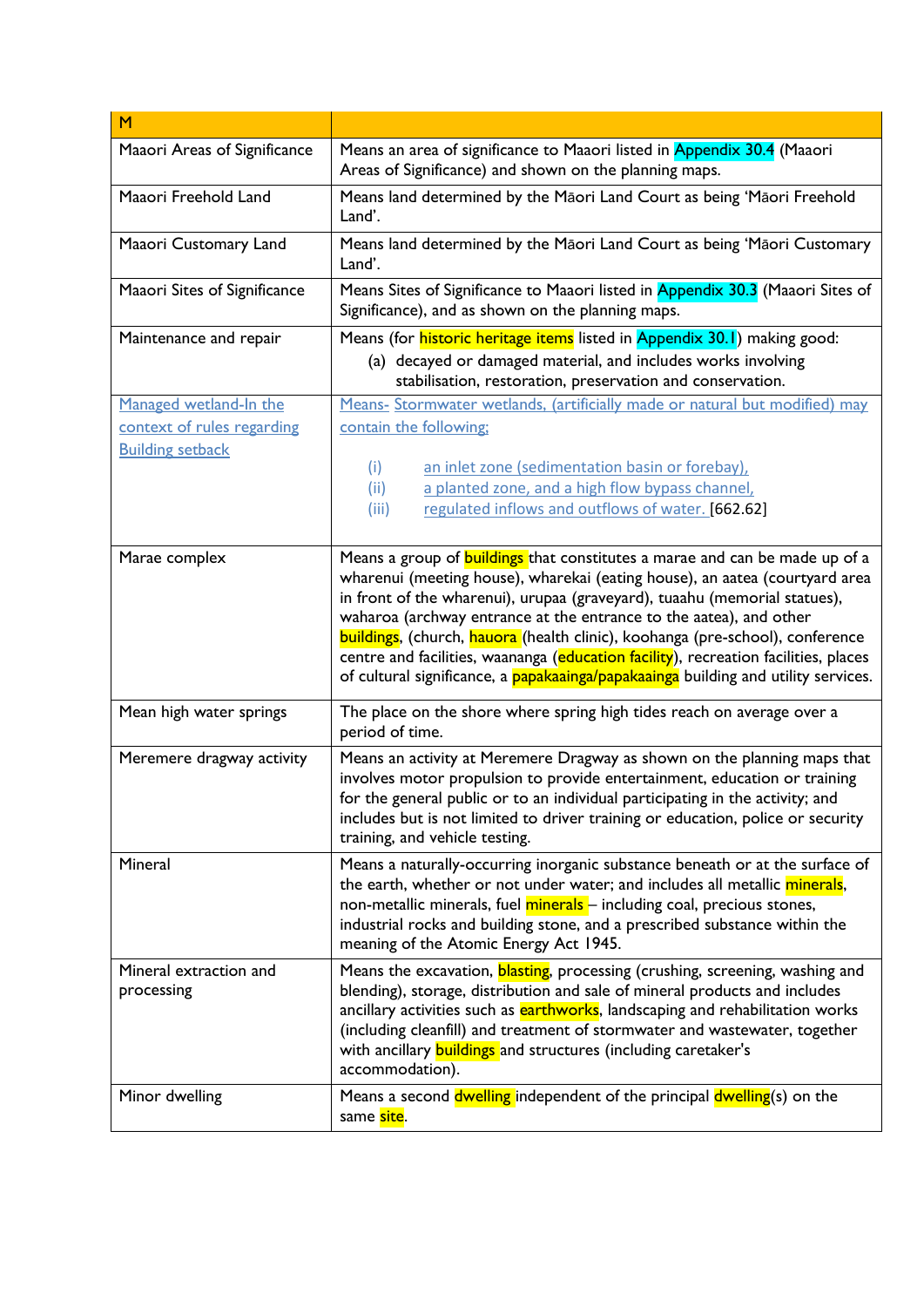| M | |
|---|---|
| Maaori Areas of Significance | Means an area of significance to Maaori listed in Appendix 30.4 (Maaori Areas of Significance) and shown on the planning maps. |
| Maaori Freehold Land | Means land determined by the Māori Land Court as being 'Māori Freehold Land'. |
| Maaori Customary Land | Means land determined by the Māori Land Court as being 'Māori Customary Land'. |
| Maaori Sites of Significance | Means Sites of Significance to Maaori listed in Appendix 30.3 (Maaori Sites of Significance), and as shown on the planning maps. |
| Maintenance and repair | Means (for historic heritage items listed in Appendix 30.1) making good: (a) decayed or damaged material, and includes works involving stabilisation, restoration, preservation and conservation. |
| Managed wetland-In the context of rules regarding Building setback | Means- Stormwater wetlands, (artificially made or natural but modified) may contain the following; (i) an inlet zone (sedimentation basin or forebay), (ii) a planted zone, and a high flow bypass channel, (iii) regulated inflows and outflows of water. [662.62] |
| Marae complex | Means a group of buildings that constitutes a marae and can be made up of a wharenui (meeting house), wharekai (eating house), an aatea (courtyard area in front of the wharenui), urupaa (graveyard), tuaahu (memorial statues), waharoa (archway entrance at the entrance to the aatea), and other buildings, (church, hauora (health clinic), koohanga (pre-school), conference centre and facilities, waananga (education facility), recreation facilities, places of cultural significance, a papakaainga/papakaainga building and utility services. |
| Mean high water springs | The place on the shore where spring high tides reach on average over a period of time. |
| Meremere dragway activity | Means an activity at Meremere Dragway as shown on the planning maps that involves motor propulsion to provide entertainment, education or training for the general public or to an individual participating in the activity; and includes but is not limited to driver training or education, police or security training, and vehicle testing. |
| Mineral | Means a naturally-occurring inorganic substance beneath or at the surface of the earth, whether or not under water; and includes all metallic minerals, non-metallic minerals, fuel minerals – including coal, precious stones, industrial rocks and building stone, and a prescribed substance within the meaning of the Atomic Energy Act 1945. |
| Mineral extraction and processing | Means the excavation, blasting, processing (crushing, screening, washing and blending), storage, distribution and sale of mineral products and includes ancillary activities such as earthworks, landscaping and rehabilitation works (including cleanfill) and treatment of stormwater and wastewater, together with ancillary buildings and structures (including caretaker's accommodation). |
| Minor dwelling | Means a second dwelling independent of the principal dwelling(s) on the same site. |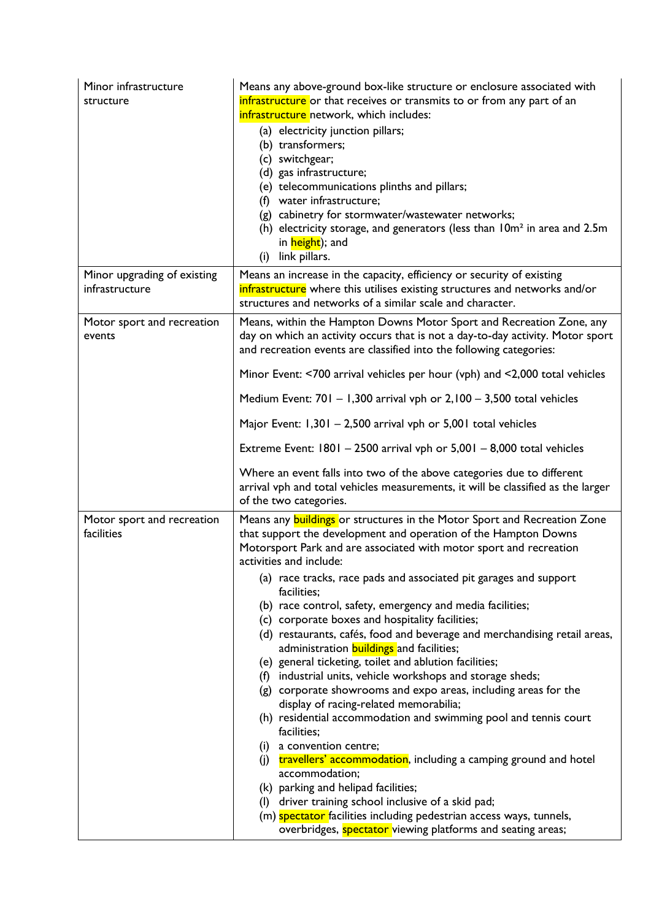| | |
|---|---|
| Minor infrastructure structure | Means any above-ground box-like structure or enclosure associated with infrastructure or that receives or transmits to or from any part of an infrastructure network, which includes:<br>(a) electricity junction pillars;<br>(b) transformers;<br>(c) switchgear;<br>(d) gas infrastructure;<br>(e) telecommunications plinths and pillars;<br>(f) water infrastructure;<br>(g) cabinetry for stormwater/wastewater networks;<br>(h) electricity storage, and generators (less than 10m² in area and 2.5m in height); and<br>(i) link pillars. |
| Minor upgrading of existing infrastructure | Means an increase in the capacity, efficiency or security of existing infrastructure where this utilises existing structures and networks and/or structures and networks of a similar scale and character. |
| Motor sport and recreation events | Means, within the Hampton Downs Motor Sport and Recreation Zone, any day on which an activity occurs that is not a day-to-day activity. Motor sport and recreation events are classified into the following categories:<br><br>Minor Event: <700 arrival vehicles per hour (vph) and <2,000 total vehicles<br><br>Medium Event: 701 – 1,300 arrival vph or 2,100 – 3,500 total vehicles<br><br>Major Event: 1,301 – 2,500 arrival vph or 5,001 total vehicles<br><br>Extreme Event: 1801 – 2500 arrival vph or 5,001 – 8,000 total vehicles<br><br>Where an event falls into two of the above categories due to different arrival vph and total vehicles measurements, it will be classified as the larger of the two categories. |
| Motor sport and recreation facilities | Means any buildings or structures in the Motor Sport and Recreation Zone that support the development and operation of the Hampton Downs Motorsport Park and are associated with motor sport and recreation activities and include:<br>(a) race tracks, race pads and associated pit garages and support facilities;<br>(b) race control, safety, emergency and media facilities;<br>(c) corporate boxes and hospitality facilities;<br>(d) restaurants, cafés, food and beverage and merchandising retail areas, administration buildings and facilities;<br>(e) general ticketing, toilet and ablution facilities;<br>(f) industrial units, vehicle workshops and storage sheds;<br>(g) corporate showrooms and expo areas, including areas for the display of racing-related memorabilia;<br>(h) residential accommodation and swimming pool and tennis court facilities;<br>(i) a convention centre;<br>(j) travellers' accommodation, including a camping ground and hotel accommodation;<br>(k) parking and helipad facilities;<br>(l) driver training school inclusive of a skid pad;<br>(m) spectator facilities including pedestrian access ways, tunnels, overbridges, spectator viewing platforms and seating areas; |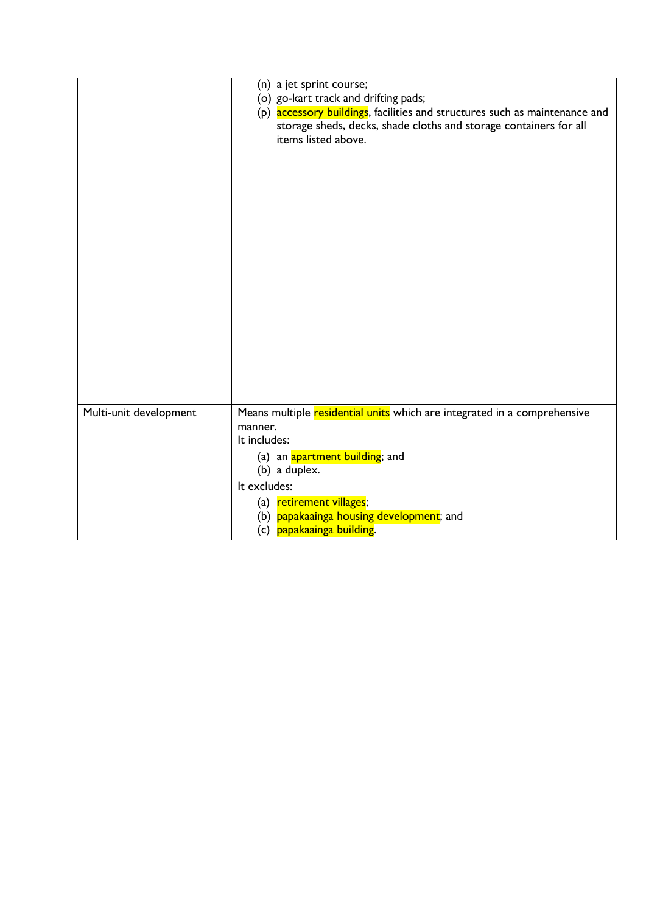| | |
|---|---|
| | (n) a jet sprint course;<br>(o) go-kart track and drifting pads;<br>(p) accessory buildings, facilities and structures such as maintenance and storage sheds, decks, shade cloths and storage containers for all items listed above. |
| Multi-unit development | Means multiple residential units which are integrated in a comprehensive manner.<br>It includes:<br>(a) an apartment building; and<br>(b) a duplex.<br>It excludes:<br>(a) retirement villages;<br>(b) papakaainga housing development; and<br>(c) papakaainga building. |